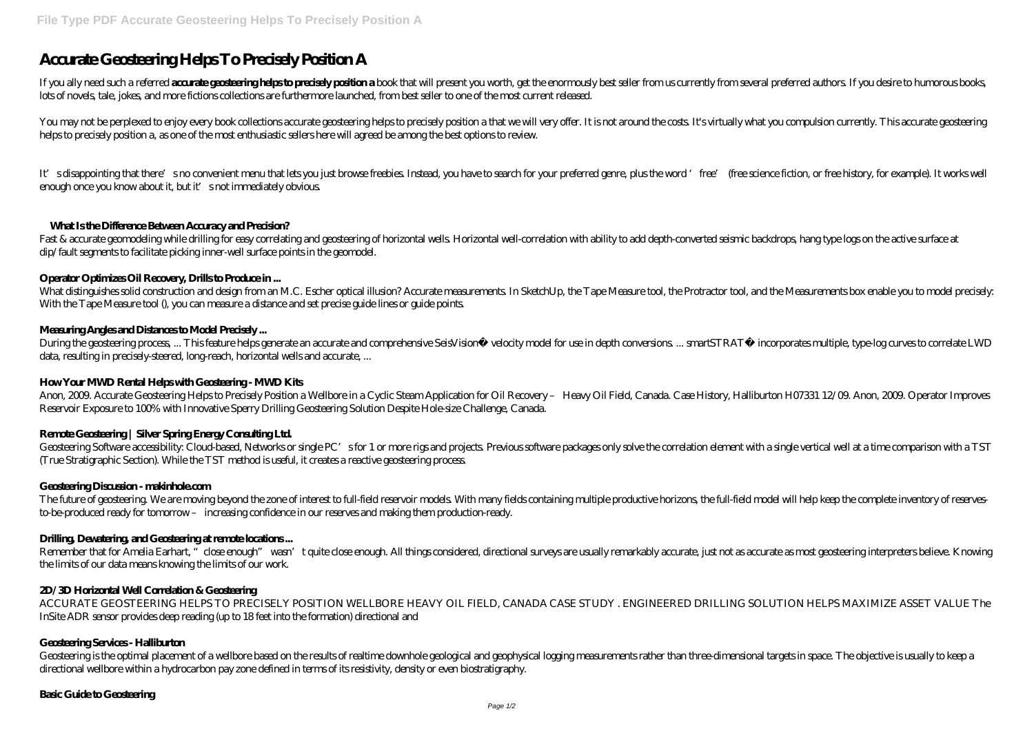# Accurate Geosteering Helps To Precisely Position A

If you ally need such a referred **accurate geosteering helps to precisely position a** book that will present you worth, get the enormously best seller from us currently from several preferred authors. If you desire to humorous books, lots of novels, tale, jokes, and more fictions collections are furthermore launched, from best seller to one of the most current released.

You may not be perplexed to enjoy every book collections accurate geosteering helps to precisely position a that we will very offer. It is not around the costs. It's virtually what you compulsion currently. This accurate geosteering helps to precisely position a, as one of the most enthusiastic sellers here will agreed be among the best options to review.

It's disappointing that there's no convenient menu that lets you just browse freebies. Instead, you have to search for your preferred genre, plus the word 'free' (free science fiction, or free history, for example). It works well enough once you know about it, but it's not immediately obvious.

### What Is the Difference Between Accuracy and Precision?

Fast & accurate geomodeling while drilling for easy correlating and geosteering of horizontal wells. Horizontal well-correlation with ability to add depth-converted seismic backdrops, hang type logs on the active surface at dip/fault segments to facilitate picking inner-well surface points in the geomodel.

### Operator Optimizes Oil Recovery, Drills to Produce in ...

What distinguishes solid construction and design from an M.C. Escher optical illusion? Accurate measurements. In SketchUp, the Tape Measure tool, the Protractor tool, and the Measurements box enable you to model precisely: With the Tape Measure tool (), you can measure a distance and set precise guide lines or guide points.

### Measuring Angles and Distances to Model Precisely ...

During the geosteering process, ... This feature helps generate an accurate and comprehensive SeisVision® velocity model for use in depth conversions. ... smartSTRAT® incorporates multiple, type-log curves to correlate LWD data, resulting in precisely-steered, long-reach, horizontal wells and accurate, ...

### How Your MWD Rental Helps with Geosteering - MWD Kits

Anon, 2009. Accurate Geosteering Helps to Precisely Position a Wellbore in a Cyclic Steam Application for Oil Recovery – Heavy Oil Field, Canada. Case History, Halliburton H07331 12/09. Anon, 2009. Operator Improves Reservoir Exposure to 100% with Innovative Sperry Drilling Geosteering Solution Despite Hole-size Challenge, Canada.

### Remote Geosteering | Silver Spring Energy Consulting Ltd.

Geosteering Software accessibility: Cloud-based, Networks or single PC's for 1 or more rigs and projects. Previous software packages only solve the correlation element with a single vertical well at a time comparison with a TST (True Stratigraphic Section). While the TST method is useful, it creates a reactive geosteering process.

### Geosteering Discussion - makinhole.com

The future of geosteering. We are moving beyond the zone of interest to full-field reservoir models. With many fields containing multiple productive horizons, the full-field model will help keep the complete inventory of reserves-to-be-produced ready for tomorrow – increasing confidence in our reserves and making them production-ready.

### Drilling, Dewatering, and Geosteering at remote locations ...

Remember that for Amelia Earhart, "close enough" wasn't quite close enough. All things considered, directional surveys are usually remarkably accurate, just not as accurate as most geosteering interpreters believe. Knowing the limits of our data means knowing the limits of our work.

### 2D/3D Horizontal Well Correlation & Geosteering

ACCURATE GEOSTEERING HELPS TO PRECISELY POSITION WELLBORE HEAVY OIL FIELD, CANADA CASE STUDY . ENGINEERED DRILLING SOLUTION HELPS MAXIMIZE ASSET VALUE The InSite ADR sensor provides deep reading (up to 18 feet into the formation) directional and

### Geosteering Services - Halliburton

Geosteering is the optimal placement of a wellbore based on the results of realtime downhole geological and geophysical logging measurements rather than three-dimensional targets in space. The objective is usually to keep a directional wellbore within a hydrocarbon pay zone defined in terms of its resistivity, density or even biostratigraphy.

### Basic Guide to Geosteering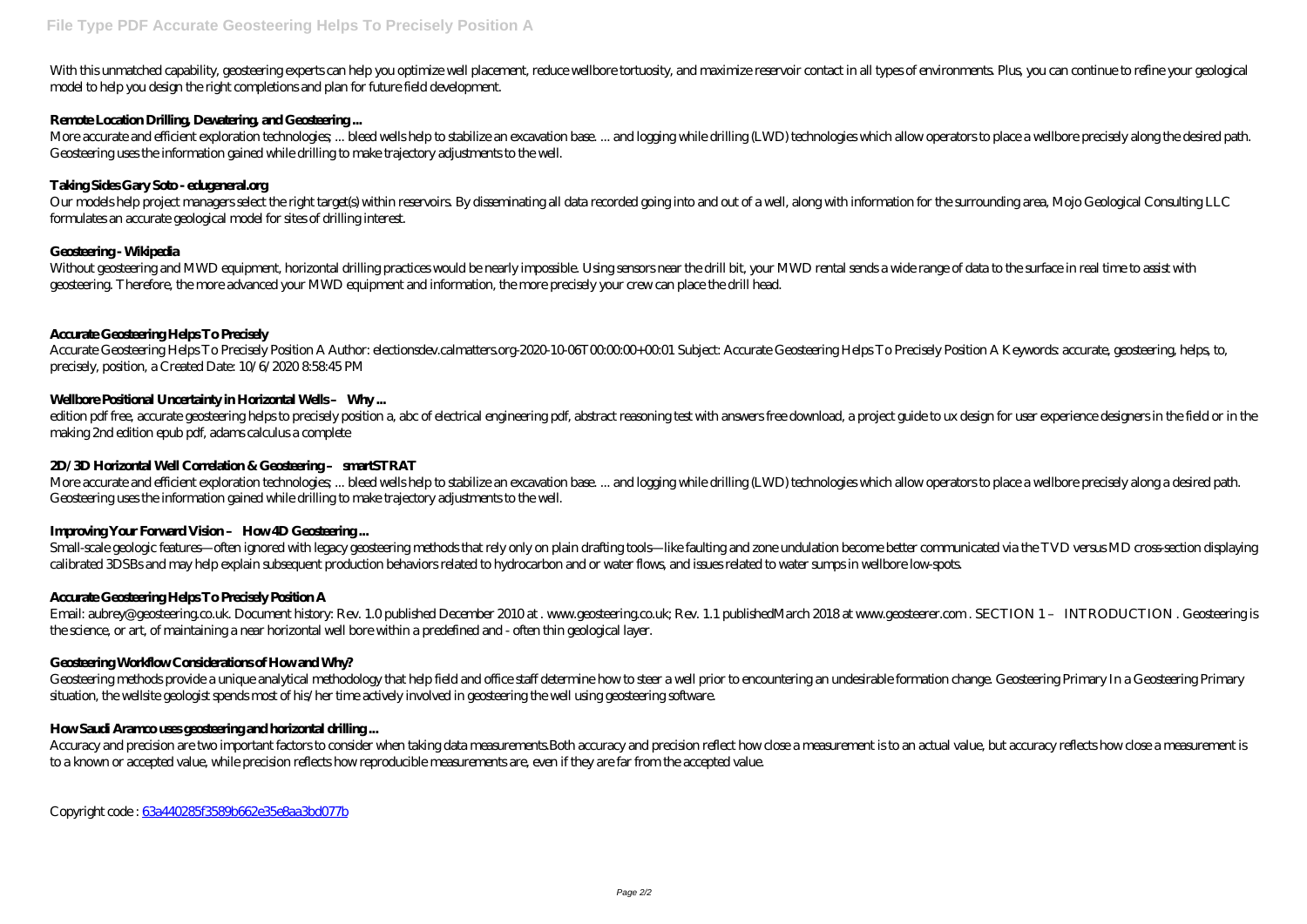With this unmatched capability, geosteering experts can help you optimize well placement, reduce wellbore tortuosity, and maximize reservoir contact in all types of environments. Plus, you can continue to refine your geological model to help you design the right completions and plan for future field development.

**Remote Location Drilling, Dewatering, and Geosteering ...**

More accurate and efficient exploration technologies; ... bleed wells help to stabilize an excavation base. ... and logging while drilling (LWD) technologies which allow operators to place a wellbore precisely along the desired path. Geosteering uses the information gained while drilling to make trajectory adjustments to the well.

**Taking Sides Gary Soto - edugeneral.org**

Our models help project managers select the right target(s) within reservoirs. By disseminating all data recorded going into and out of a well, along with information for the surrounding area, Mojo Geological Consulting LLC formulates an accurate geological model for sites of drilling interest.

**Geosteering - Wikipedia**

Without geosteering and MWD equipment, horizontal drilling practices would be nearly impossible. Using sensors near the drill bit, your MWD rental sends a wide range of data to the surface in real time to assist with geosteering. Therefore, the more advanced your MWD equipment and information, the more precisely your crew can place the drill head.

**Accurate Geosteering Helps To Precisely**

Accurate Geosteering Helps To Precisely Position A Author: electionsdev.calmatters.org-2020-10-06T00:00:00+00:01 Subject: Accurate Geosteering Helps To Precisely Position A Keywords: accurate, geosteering, helps, to, precisely, position, a Created Date: 10/6/2020 8:58:45 PM

**Wellbore Positional Uncertainty in Horizontal Wells – Why ...**

edition pdf free, accurate geosteering helps to precisely position a, abc of electrical engineering pdf, abstract reasoning test with answers free download, a project guide to ux design for user experience designers in the field or in the making 2nd edition epub pdf, adams calculus a complete

**2D/3D Horizontal Well Correlation & Geosteering – smartSTRAT**

More accurate and efficient exploration technologies; ... bleed wells help to stabilize an excavation base. ... and logging while drilling (LWD) technologies which allow operators to place a wellbore precisely along a desired path. Geosteering uses the information gained while drilling to make trajectory adjustments to the well.

**Improving Your Forward Vision – How 4D Geosteering ...**

Small-scale geologic features—often ignored with legacy geosteering methods that rely only on plain drafting tools—like faulting and zone undulation become better communicated via the TVD versus MD cross-section displaying calibrated 3DSBs and may help explain subsequent production behaviors related to hydrocarbon and or water flows, and issues related to water sumps in wellbore low-spots.

**Accurate Geosteering Helps To Precisely Position A**

Email: aubrey@geosteering.co.uk. Document history: Rev. 1.0 published December 2010 at . www.geosteering.co.uk; Rev. 1.1 publishedMarch 2018 at www.geosteerer.com . SECTION 1 – INTRODUCTION . Geosteering is the science, or art, of maintaining a near horizontal well bore within a predefined and - often thin geological layer.

**Geosteering Workflow Considerations of How and Why?**

Geosteering methods provide a unique analytical methodology that help field and office staff determine how to steer a well prior to encountering an undesirable formation change. Geosteering Primary In a Geosteering Primary situation, the wellsite geologist spends most of his/her time actively involved in geosteering the well using geosteering software.

**How Saudi Aramco uses geosteering and horizontal drilling ...**

Accuracy and precision are two important factors to consider when taking data measurements.Both accuracy and precision reflect how close a measurement is to an actual value, but accuracy reflects how close a measurement is to a known or accepted value, while precision reflects how reproducible measurements are, even if they are far from the accepted value.

Copyright code : 63a440285f3589b662e35e8aa3bd077b